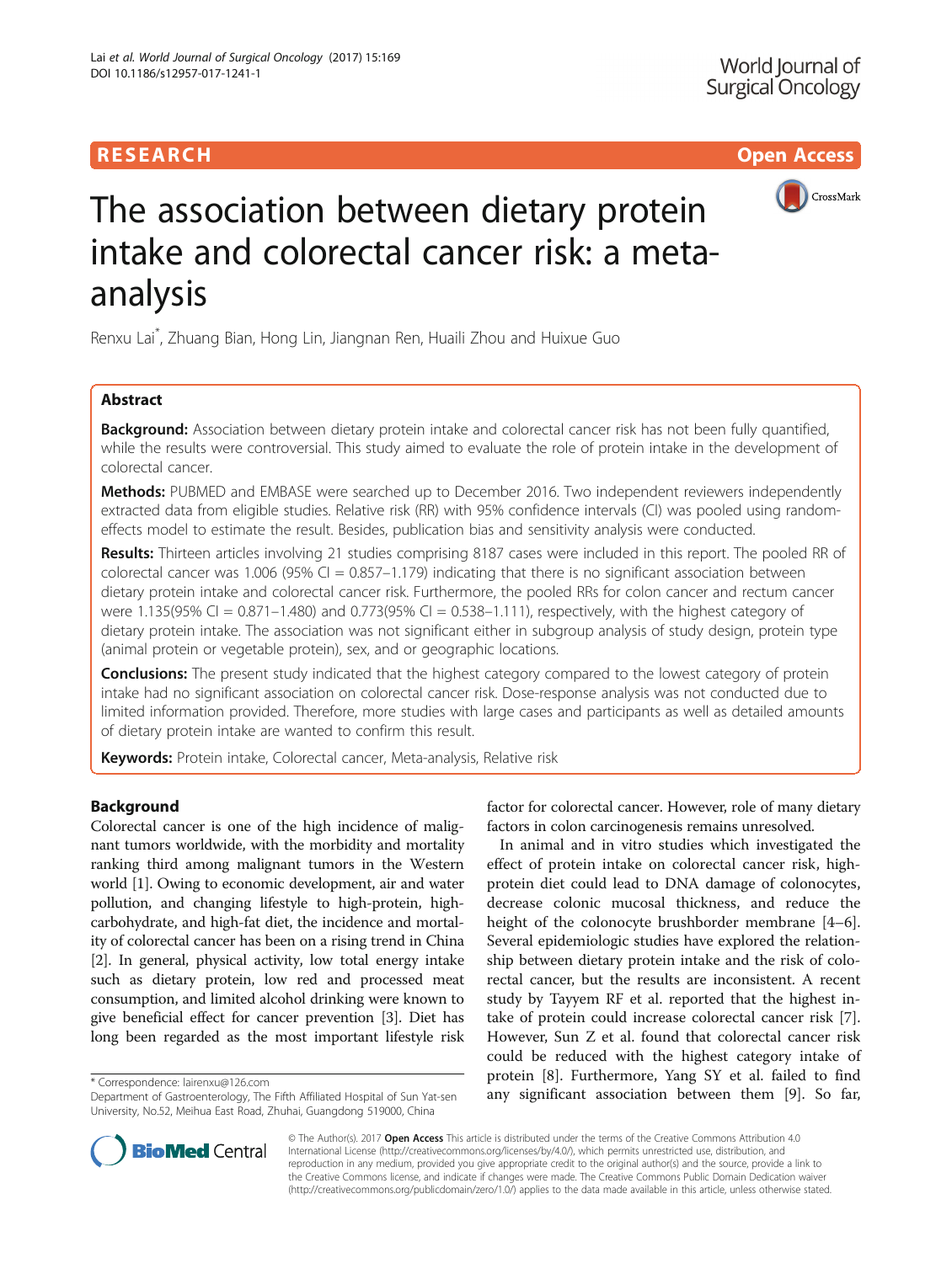RESEARCH

Open Access

# The association between dietary protein intake and colorectal cancer risk: a meta-analysis

Renxu Lai*, Zhuang Bian, Hong Lin, Jiangnan Ren, Huaili Zhou and Huixue Guo

## Abstract

**Background:** Association between dietary protein intake and colorectal cancer risk has not been fully quantified, while the results were controversial. This study aimed to evaluate the role of protein intake in the development of colorectal cancer.

**Methods:** PUBMED and EMBASE were searched up to December 2016. Two independent reviewers independently extracted data from eligible studies. Relative risk (RR) with 95% confidence intervals (CI) was pooled using random-effects model to estimate the result. Besides, publication bias and sensitivity analysis were conducted.

**Results:** Thirteen articles involving 21 studies comprising 8187 cases were included in this report. The pooled RR of colorectal cancer was 1.006 (95% CI = 0.857–1.179) indicating that there is no significant association between dietary protein intake and colorectal cancer risk. Furthermore, the pooled RRs for colon cancer and rectum cancer were 1.135(95% CI = 0.871–1.480) and 0.773(95% CI = 0.538–1.111), respectively, with the highest category of dietary protein intake. The association was not significant either in subgroup analysis of study design, protein type (animal protein or vegetable protein), sex, and or geographic locations.

**Conclusions:** The present study indicated that the highest category compared to the lowest category of protein intake had no significant association on colorectal cancer risk. Dose-response analysis was not conducted due to limited information provided. Therefore, more studies with large cases and participants as well as detailed amounts of dietary protein intake are wanted to confirm this result.

**Keywords:** Protein intake, Colorectal cancer, Meta-analysis, Relative risk

## Background

Colorectal cancer is one of the high incidence of malignant tumors worldwide, with the morbidity and mortality ranking third among malignant tumors in the Western world [1]. Owing to economic development, air and water pollution, and changing lifestyle to high-protein, high-carbohydrate, and high-fat diet, the incidence and mortality of colorectal cancer has been on a rising trend in China [2]. In general, physical activity, low total energy intake such as dietary protein, low red and processed meat consumption, and limited alcohol drinking were known to give beneficial effect for cancer prevention [3]. Diet has long been regarded as the most important lifestyle risk factor for colorectal cancer. However, role of many dietary factors in colon carcinogenesis remains unresolved.

In animal and in vitro studies which investigated the effect of protein intake on colorectal cancer risk, high-protein diet could lead to DNA damage of colonocytes, decrease colonic mucosal thickness, and reduce the height of the colonocyte brushborder membrane [4–6]. Several epidemiologic studies have explored the relationship between dietary protein intake and the risk of colorectal cancer, but the results are inconsistent. A recent study by Tayyem RF et al. reported that the highest intake of protein could increase colorectal cancer risk [7]. However, Sun Z et al. found that colorectal cancer risk could be reduced with the highest category intake of protein [8]. Furthermore, Yang SY et al. failed to find any significant association between them [9]. So far,

* Correspondence: lairenxu@126.com
Department of Gastroenterology, The Fifth Affiliated Hospital of Sun Yat-sen University, No.52, Meihua East Road, Zhuhai, Guangdong 519000, China

© The Author(s). 2017 **Open Access** This article is distributed under the terms of the Creative Commons Attribution 4.0 International License (http://creativecommons.org/licenses/by/4.0/), which permits unrestricted use, distribution, and reproduction in any medium, provided you give appropriate credit to the original author(s) and the source, provide a link to the Creative Commons license, and indicate if changes were made. The Creative Commons Public Domain Dedication waiver (http://creativecommons.org/publicdomain/zero/1.0/) applies to the data made available in this article, unless otherwise stated.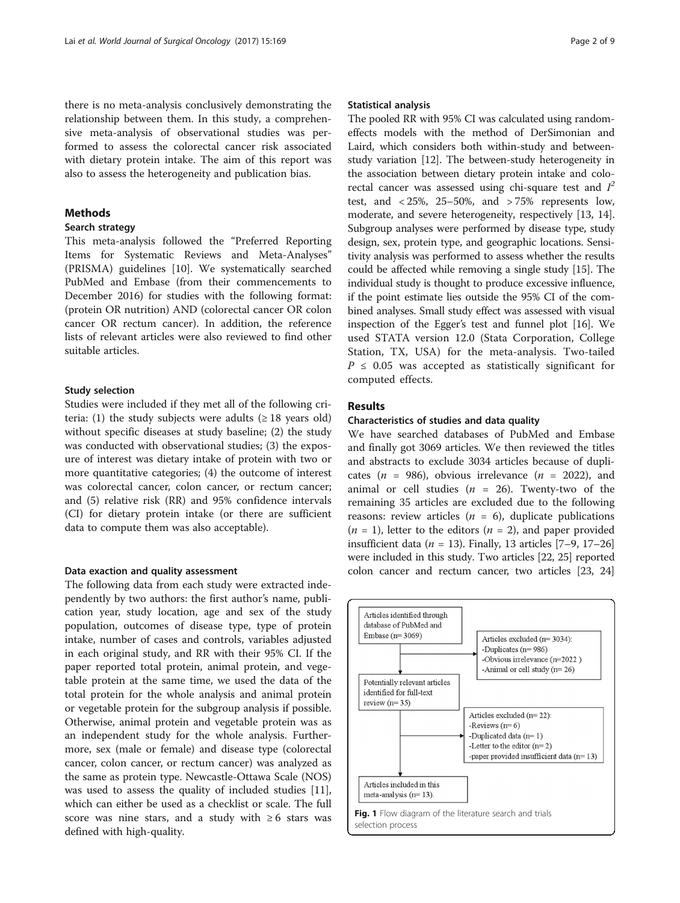there is no meta-analysis conclusively demonstrating the relationship between them. In this study, a comprehensive meta-analysis of observational studies was performed to assess the colorectal cancer risk associated with dietary protein intake. The aim of this report was also to assess the heterogeneity and publication bias.

## Methods

### Search strategy

This meta-analysis followed the "Preferred Reporting Items for Systematic Reviews and Meta-Analyses" (PRISMA) guidelines [10]. We systematically searched PubMed and Embase (from their commencements to December 2016) for studies with the following format: (protein OR nutrition) AND (colorectal cancer OR colon cancer OR rectum cancer). In addition, the reference lists of relevant articles were also reviewed to find other suitable articles.

### Study selection

Studies were included if they met all of the following criteria: (1) the study subjects were adults (≥ 18 years old) without specific diseases at study baseline; (2) the study was conducted with observational studies; (3) the exposure of interest was dietary intake of protein with two or more quantitative categories; (4) the outcome of interest was colorectal cancer, colon cancer, or rectum cancer; and (5) relative risk (RR) and 95% confidence intervals (CI) for dietary protein intake (or there are sufficient data to compute them was also acceptable).

### Data exaction and quality assessment

The following data from each study were extracted independently by two authors: the first author's name, publication year, study location, age and sex of the study population, outcomes of disease type, type of protein intake, number of cases and controls, variables adjusted in each original study, and RR with their 95% CI. If the paper reported total protein, animal protein, and vegetable protein at the same time, we used the data of the total protein for the whole analysis and animal protein or vegetable protein for the subgroup analysis if possible. Otherwise, animal protein and vegetable protein was as an independent study for the whole analysis. Furthermore, sex (male or female) and disease type (colorectal cancer, colon cancer, or rectum cancer) was analyzed as the same as protein type. Newcastle-Ottawa Scale (NOS) was used to assess the quality of included studies [11], which can either be used as a checklist or scale. The full score was nine stars, and a study with ≥ 6 stars was defined with high-quality.

### Statistical analysis

The pooled RR with 95% CI was calculated using random-effects models with the method of DerSimonian and Laird, which considers both within-study and between-study variation [12]. The between-study heterogeneity in the association between dietary protein intake and colorectal cancer was assessed using chi-square test and $I^2$ test, and < 25%, 25–50%, and > 75% represents low, moderate, and severe heterogeneity, respectively [13, 14]. Subgroup analyses were performed by disease type, study design, sex, protein type, and geographic locations. Sensitivity analysis was performed to assess whether the results could be affected while removing a single study [15]. The individual study is thought to produce excessive influence, if the point estimate lies outside the 95% CI of the combined analyses. Small study effect was assessed with visual inspection of the Egger's test and funnel plot [16]. We used STATA version 12.0 (Stata Corporation, College Station, TX, USA) for the meta-analysis. Two-tailed $P \leq 0.05$ was accepted as statistically significant for computed effects.

## Results

### Characteristics of studies and data quality

We have searched databases of PubMed and Embase and finally got 3069 articles. We then reviewed the titles and abstracts to exclude 3034 articles because of duplicates ($n$ = 986), obvious irrelevance ($n$ = 2022), and animal or cell studies ($n$ = 26). Twenty-two of the remaining 35 articles are excluded due to the following reasons: review articles ($n$ = 6), duplicate publications ($n$ = 1), letter to the editors ($n$ = 2), and paper provided insufficient data ($n$ = 13). Finally, 13 articles [7–9, 17–26] were included in this study. Two articles [22, 25] reported colon cancer and rectum cancer, two articles [23, 24]

Articles identified through database of PubMed and Embase (n= 3069)

Articles excluded (n= 3034):
-Duplicates (n= 986)
-Obvious irrelevance (n=2022 )
-Animal or cell study (n= 26)

Potentially relevant articles identified for full-text review (n= 35)

Articles excluded (n= 22):
-Reviews (n= 6)
-Duplicated data (n= 1)
-Letter to the editor (n= 2)
-paper provided insufficient data (n= 13)

Articles included in this meta-analysis (n= 13).

**Fig. 1** Flow diagram of the literature search and trials selection process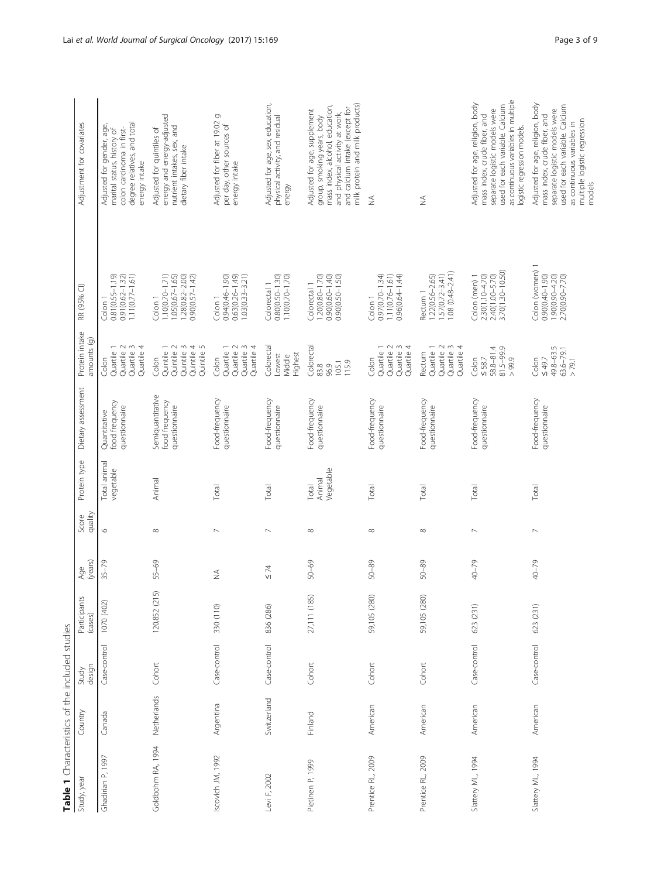**Table 1** Characteristics of the included studies

| Study, year | Country | Study design | Participants (cases) | Age (years) | Score quality | Protein type | Dietary assessment | Protein intake amounts (g) | RR (95% CI) | Adjustment for covariates |
|---|---|---|---|---|---|---|---|---|---|---|
| Ghadirian P, 1997 | Canada | Case-control | 1070 (402) | 35–79 | 6 | Total animal vegetable | Quantitative food frequency questionnaire | Colon<br>Quartile 1<br>Quartile 2<br>Quartile 3<br>Quartile 4 | Colon 1<br>0.81(0.55–1.19)<br>0.91(0.62–1.32)<br>1.11(0.77–1.61) | Adjusted for gender, age, marital status, history of colon carcinoma in first-degree relatives, and total energy intake |
| Goldbohm RA, 1994 | Netherlands | Cohort | 120,852 (215) | 55–69 | 8 | Animal | Semiquantitative food frequency questionnaire | Colon<br>Quintile 1<br>Quintile 2<br>Quintile 3<br>Quintile 4<br>Quintile 5 | Colon 1<br>1.10(0.70–1.71)<br>1.05(0.67–1.65)<br>1.28(0.82–2.00)<br>0.90(0.57–1.42) | Adjusted for quintiles of energy and energy-adjusted nutrient intakes, sex, and dietary fiber intake |
| Iscovich JM, 1992 | Argentina | Case-control | 330 (110) | NA | 7 | Total | Food-frequency questionnaire | Colon<br>Quartile 1<br>Quartile 2<br>Quartile 3<br>Quartile 4 | Colon 1<br>0.94(0.46–1.90)<br>0.63(0.26–1.49)<br>1.03(0.33–3.21) | Adjusted for fiber at 19.02 g per day, other sources of energy intake |
| Levi F, 2002 | Switzerland | Case-control | 836 (286) | ≤ 74 | 7 | Total | Food-frequency questionnaire | Colorectal<br>Lowest<br>Middle<br>Highest | Colorectal 1<br>0.80(0.50–1.30)<br>1.10(0.70–1.70) | Adjusted for age, sex, education, physical activity, and residual energy |
| Pietinen P, 1999 | Finland | Cohort | 27,111 (185) | 50–69 | 8 | Total<br>Animal<br>Vegetable | Food-frequency questionnaire | Colorectal<br>83.8<br>96.9<br>105.1<br>115.9 | Colorectal 1<br>1.20(0.80–1.70)<br>0.90(0.60–1.40)<br>0.90(0.50–1.50) | Adjusted for age, supplement group, smoking years, body mass index, alcohol, education, and physical activity at work, and calcium intake (except for milk protein and milk products) |
| Prentice RL, 2009 | American | Cohort | 59,105 (280) | 50–89 | 8 | Total | Food-frequency questionnaire | Colon<br>Quartile 1<br>Quartile 2<br>Quartile 3<br>Quartile 4 | Colon 1<br>0.97(0.70–1.34)<br>1.11(0.76–1.61)<br>0.96(0.64–1.44) | NA |
| Prentice RL, 2009 | American | Cohort | 59,105 (280) | 50–89 | 8 | Total | Food-frequency questionnaire | Rectum<br>Quartile 1<br>Quartile 2<br>Quartile 3<br>Quartile 4 | Rectum 1<br>1.22(0.56–2.65)<br>1.57(0.72–3.41)<br>1.08 (0.48–2.41) | NA |
| Slattery ML, 1994 | American | Case-control | 623 (231) | 40–79 | 7 | Total | Food-frequency questionnaire | Colon<br>≤ 58.7<br>58.8–81.4<br>81.5–99.9<br>> 99.9 | Colon (men) 1<br>2.30(1.10–4.70)<br>2.40(1.00–5.70)<br>3.70(1.30–10.50) | Adjusted for age, religion, body mass index, crude fiber, and separate logistic models were used for each variable. Calcium as continuous variables in multiple logistic regression models. |
| Slattery ML, 1994 | American | Case-control | 623 (231) | 40–79 | 7 | Total | Food-frequency questionnaire | Colon<br>≤ 49.7<br>49.8–63.5<br>63.6–79.1<br>> 79.1 | Colon (women) 1<br>0.90(0.40–1.90)<br>1.90(0.90–4.20)<br>2.70(0.90–7.70) | Adjusted for age, religion, body mass index, crude fiber, and separate logistic models were used for each variable. Calcium as continuous variables in multiple logistic regression models |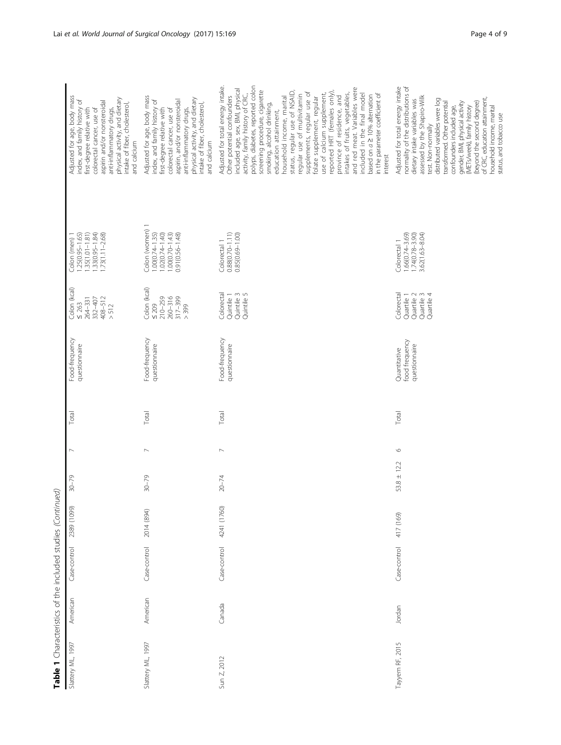**Table 1** Characteristics of the included studies *(Continued)*

| | | | | | | | | | | |
|---|---|---|---|---|---|---|---|---|---|---|
| Slattery ML, 1997 | American | Case-control | 2389 (1099) | 30–79 | 7 | Total | Food-frequency questionnaire | Colon (kcal)<br>≤ 263<br>264–331<br>332–407<br>408–512<br>> 512 | Colon (men) 1<br>1.25(0.95–1.65)<br>1.35(1.01–1.81)<br>1.33(0.95–1.84)<br>1.73(1.11–2.68) | Adjusted for age, body mass index, and family history of first-degree relative with colorectal cancer, use of aspirin and/or nonsteroidal anti-inflammatory drugs, physical activity, and dietary intake of fiber, cholesterol, and calcium |
| Slattery ML, 1997 | American | Case-control | 2014 (894) | 30–79 | 7 | Total | Food-frequency questionnaire | Colon (kcal)<br>≤ 209<br>210–259<br>260–316<br>317–399<br>> 399 | Colon (women) 1<br>1.00(0.74–1.35)<br>1.02(0.74–1.40)<br>1.00(0.70–1.43)<br>0.91(0.56–1.48) | Adjusted for age, body mass index, and family history of first-degree relative with colorectal cancer, use of aspirin, and/or nonsteroidal anti-inflammatory drugs, physical activity, and dietary intake of fiber, cholesterol, and calcium |
| Sun Z, 2012 | Canada | Case-control | 4241 (1760) | 20–74 | 7 | Total | Food-frequency questionnaire | Colorectal<br>Quintile 1<br>Quintile 3<br>Quintile 5 | Colorectal 1<br>0.88(0.70–1.11)<br>0.85(0.69–1.00) | Adjusted for total energy intake. Other potential confounders included age, sex, BMI, physical activity, family history of CRC, polyps, diabetes, reported colon screening procedure, cigarette smoking, alcohol drinking, education attainment, household income, marital status, regular use of NSAID, regular use of multivitamin supplements, regular use of folate supplement, regular use of calcium supplement, reported HRT (females only), province of residence, and intakes of fruits, vegetables, and red meat. Variables were included in the final model based on a ≥ 10% alternation in the parameter coefficient of interest |
| Tayyem RF, 2015 | Jordan | Case-control | 417 (169) | 53.8 ± 12.2 | 6 | Total | Quantitative food frequency questionnaire | Colorectal<br>Quartile 1<br>Quartile 2<br>Quartile 3<br>Quartile 4 | Colorectal 1<br>1.66(0.74–3.69)<br>1.74(0.78–3.90)<br>3.62(1.63–8.04) | Adjusted for total energy intake normality of the distributions of dietary intake variables was assessed by the Shapiro-Wilk test. Non-normally distributed variables were log transformed. Other potential confounders included age, gender, BMI, physical activity (METs/week), family history of CRC, education attainment, (beyond the second degree) household income, marital status, and tobacco use |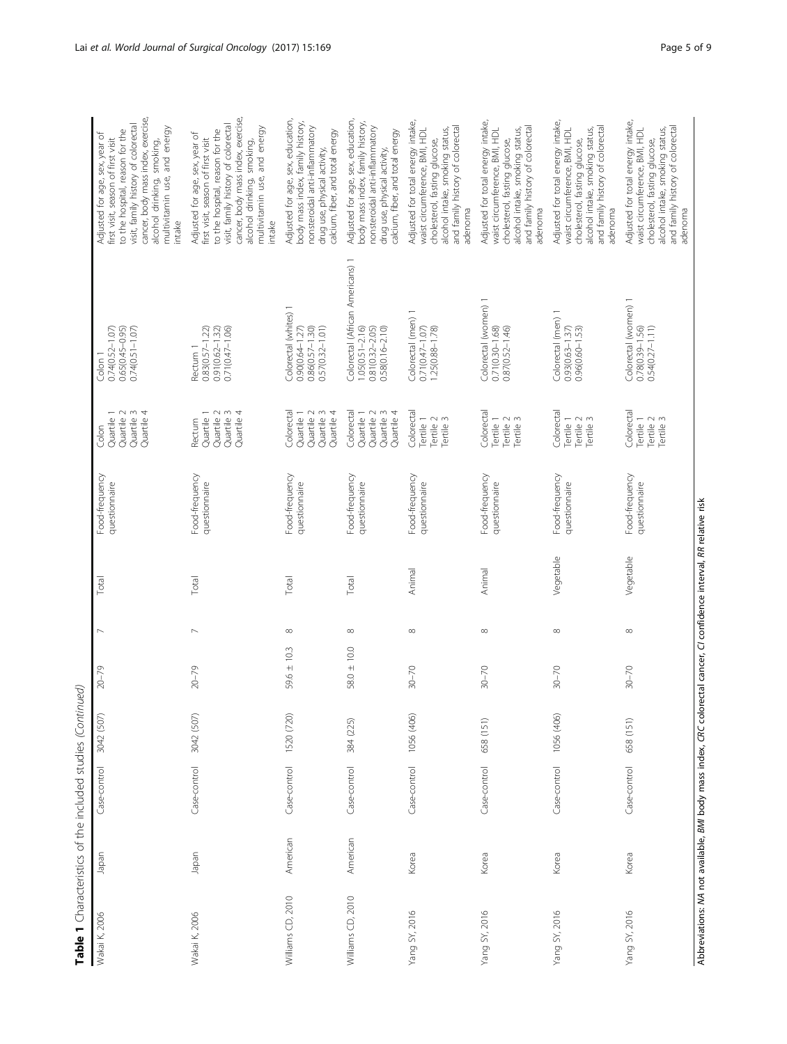**Table 1** Characteristics of the included studies *(Continued)*

| | | | | | | | | | | |
|---|---|---|---|---|---|---|---|---|---|---|
| Wakai K, 2006 | Japan | Case-control | 3042 (507) | 20–79 | 7 | Total | Food-frequency questionnaire | Colon<br>Quartile 1<br>Quartile 2<br>Quartile 3<br>Quartile 4 | Colon 1<br>0.74(0.52–1.07)<br>0.65(0.45–0.95)<br>0.74(0.51–1.07) | Adjusted for age, sex, year of first visit, season of first visit to the hospital, reason for the visit, family history of colorectal cancer, body mass index, exercise, alcohol drinking, smoking, multivitamin use, and energy intake |
| Wakai K, 2006 | Japan | Case-control | 3042 (507) | 20–79 | 7 | Total | Food-frequency questionnaire | Rectum<br>Quartile 1<br>Quartile 2<br>Quartile 3<br>Quartile 4 | Rectum 1<br>0.83(0.57–1.22)<br>0.91(0.62–1.32)<br>0.71(0.47–1.06) | Adjusted for age, sex, year of first visit, season of first visit to the hospital, reason for the visit, family history of colorectal cancer, body mass index, exercise, alcohol drinking, smoking, multivitamin use, and energy intake |
| Williams CD, 2010 | American | Case-control | 1520 (720) | 59.6 ± 10.3 | 8 | Total | Food-frequency questionnaire | Colorectal<br>Quartile 1<br>Quartile 2<br>Quartile 3<br>Quartile 4 | Colorectal (whites) 1<br>0.90(0.64–1.27)<br>0.86(0.57–1.30)<br>0.57(0.32–1.01) | Adjusted for age, sex, education, body mass index, family history, nonsteroidal anti-inflammatory drug use, physical activity, calcium, fiber, and total energy |
| Williams CD, 2010 | American | Case-control | 384 (225) | 58.0 ± 10.0 | 8 | Total | Food-frequency questionnaire | Colorectal<br>Quartile 1<br>Quartile 2<br>Quartile 3<br>Quartile 4 | Colorectal (African Americans) 1<br>1.05(0.51–2.16)<br>0.81(0.32–2.05)<br>0.58(0.16–2.10) | Adjusted for age, sex, education, body mass index, family history, nonsteroidal anti-inflammatory drug use, physical activity, calcium, fiber, and total energy |
| Yang SY, 2016 | Korea | Case-control | 1056 (406) | 30–70 | 8 | Animal | Food-frequency questionnaire | Colorectal<br>Tertile 1<br>Tertile 2<br>Tertile 3 | Colorectal (men) 1<br>0.71(0.47–1.07)<br>1.25(0.88–1.78) | Adjusted for total energy intake, waist circumference, BMI, HDL cholesterol, fasting glucose, alcohol intake, smoking status, and family history of colorectal adenoma |
| Yang SY, 2016 | Korea | Case-control | 658 (151) | 30–70 | 8 | Animal | Food-frequency questionnaire | Colorectal<br>Tertile 1<br>Tertile 2<br>Tertile 3 | Colorectal (women) 1<br>0.71(0.30–1.68)<br>0.87(0.52–1.46) | Adjusted for total energy intake, waist circumference, BMI, HDL cholesterol, fasting glucose, alcohol intake, smoking status, and family history of colorectal adenoma |
| Yang SY, 2016 | Korea | Case-control | 1056 (406) | 30–70 | 8 | Vegetable | Food-frequency questionnaire | Colorectal<br>Tertile 1<br>Tertile 2<br>Tertile 3 | Colorectal (men) 1<br>0.93(0.63–1.37)<br>0.96(0.60–1.53) | Adjusted for total energy intake, waist circumference, BMI, HDL cholesterol, fasting glucose, alcohol intake, smoking status, and family history of colorectal adenoma |
| Yang SY, 2016 | Korea | Case-control | 658 (151) | 30–70 | 8 | Vegetable | Food-frequency questionnaire | Colorectal<br>Tertile 1<br>Tertile 2<br>Tertile 3 | Colorectal (women) 1<br>0.78(0.39–1.56)<br>0.54(0.27–1.11) | Adjusted for total energy intake, waist circumference, BMI, HDL cholesterol, fasting glucose, alcohol intake, smoking status, and family history of colorectal adenoma |

Abbreviations: *NA* not available, *BMI* body mass index, *CRC* colorectal cancer, *CI* confidence interval, *RR* relative risk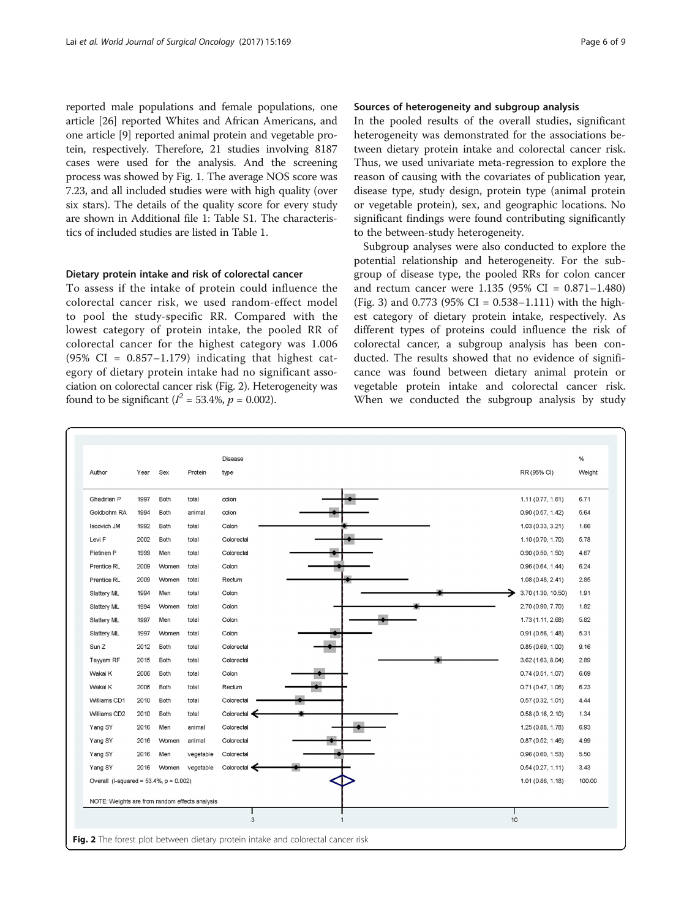reported male populations and female populations, one article [26] reported Whites and African Americans, and one article [9] reported animal protein and vegetable protein, respectively. Therefore, 21 studies involving 8187 cases were used for the analysis. And the screening process was showed by Fig. 1. The average NOS score was 7.23, and all included studies were with high quality (over six stars). The details of the quality score for every study are shown in Additional file 1: Table S1. The characteristics of included studies are listed in Table 1.

### Dietary protein intake and risk of colorectal cancer

To assess if the intake of protein could influence the colorectal cancer risk, we used random-effect model to pool the study-specific RR. Compared with the lowest category of protein intake, the pooled RR of colorectal cancer for the highest category was 1.006 (95% CI = 0.857–1.179) indicating that highest category of dietary protein intake had no significant association on colorectal cancer risk (Fig. 2). Heterogeneity was found to be significant ($I^2$ = 53.4%, $p$ = 0.002).

### Sources of heterogeneity and subgroup analysis

In the pooled results of the overall studies, significant heterogeneity was demonstrated for the associations between dietary protein intake and colorectal cancer risk. Thus, we used univariate meta-regression to explore the reason of causing with the covariates of publication year, disease type, study design, protein type (animal protein or vegetable protein), sex, and geographic locations. No significant findings were found contributing significantly to the between-study heterogeneity.

Subgroup analyses were also conducted to explore the potential relationship and heterogeneity. For the subgroup of disease type, the pooled RRs for colon cancer and rectum cancer were 1.135 (95% CI = 0.871–1.480) (Fig. 3) and 0.773 (95% CI = 0.538–1.111) with the highest category of dietary protein intake, respectively. As different types of proteins could influence the risk of colorectal cancer, a subgroup analysis has been conducted. The results showed that no evidence of significance was found between dietary animal protein or vegetable protein intake and colorectal cancer risk. When we conducted the subgroup analysis by study

| Author | Year | Sex | Protein | Disease type | RR (95% CI) | % Weight |
|---|---|---|---|---|---|---|
| Ghadirian P | 1997 | Both | total | colon | 1.11 (0.77, 1.61) | 6.71 |
| Goldbohm RA | 1994 | Both | animal | colon | 0.90 (0.57, 1.42) | 5.64 |
| Iscovich JM | 1992 | Both | total | Colon | 1.03 (0.33, 3.21) | 1.66 |
| Levi F | 2002 | Both | total | Colorectal | 1.10 (0.70, 1.70) | 5.78 |
| Pietinen P | 1999 | Men | total | Colorectal | 0.90 (0.50, 1.50) | 4.67 |
| Prentice RL | 2009 | Women | total | Colon | 0.96 (0.64, 1.44) | 6.24 |
| Prentice RL | 2009 | Women | total | Rectum | 1.08 (0.48, 2.41) | 2.85 |
| Slattery ML | 1994 | Men | total | Colon | 3.70 (1.30, 10.50) | 1.91 |
| Slattery ML | 1994 | Women | total | Colon | 2.70 (0.90, 7.70) | 1.82 |
| Slattery ML | 1997 | Men | total | Colon | 1.73 (1.11, 2.68) | 5.82 |
| Slattery ML | 1997 | Women | total | Colon | 0.91 (0.56, 1.48) | 5.31 |
| Sun Z | 2012 | Both | total | Colorectal | 0.85 (0.69, 1.00) | 9.16 |
| Tayyem RF | 2015 | Both | total | Colorectal | 3.62 (1.63, 8.04) | 2.89 |
| Wakai K | 2006 | Both | total | Colon | 0.74 (0.51, 1.07) | 6.69 |
| Wakai K | 2006 | Both | total | Rectum | 0.71 (0.47, 1.06) | 6.23 |
| Williams CD1 | 2010 | Both | total | Colorectal | 0.57 (0.32, 1.01) | 4.44 |
| Williams CD2 | 2010 | Both | total | Colorectal | 0.58 (0.16, 2.10) | 1.34 |
| Yang SY | 2016 | Men | animal | Colorectal | 1.25 (0.88, 1.78) | 6.93 |
| Yang SY | 2016 | Women | animal | Colorectal | 0.87 (0.52, 1.46) | 4.99 |
| Yang SY | 2016 | Men | vegetable | Colorectal | 0.96 (0.60, 1.53) | 5.50 |
| Yang SY | 2016 | Women | vegetable | Colorectal | 0.54 (0.27, 1.11) | 3.43 |
| Overall (I-squared = 53.4%, p = 0.002) | | | | | 1.01 (0.86, 1.18) | 100.00 |

NOTE: Weights are from random effects analysis

**Fig. 2** The forest plot between dietary protein intake and colorectal cancer risk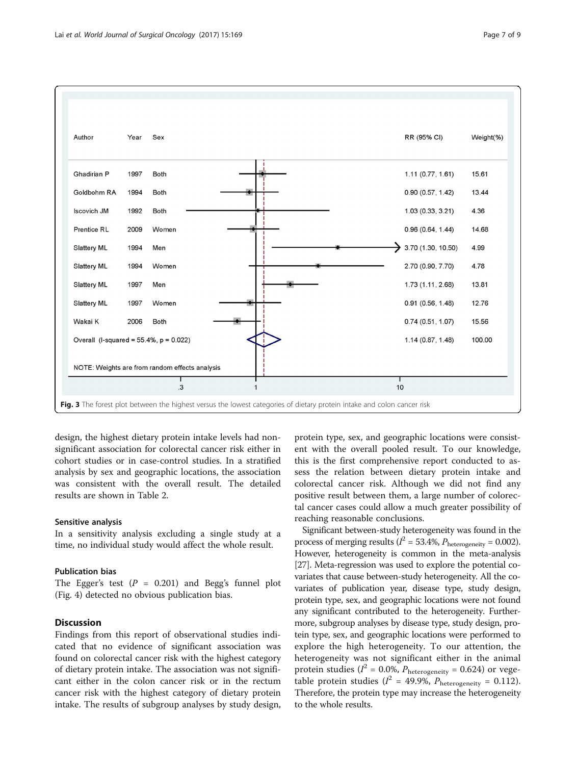| Author | Year | Sex | RR (95% CI) | Weight(%) |
|---|---|---|---|---|
| Ghadirian P | 1997 | Both | 1.11 (0.77, 1.61) | 15.61 |
| Goldbohm RA | 1994 | Both | 0.90 (0.57, 1.42) | 13.44 |
| Iscovich JM | 1992 | Both | 1.03 (0.33, 3.21) | 4.36 |
| Prentice RL | 2009 | Women | 0.96 (0.64, 1.44) | 14.68 |
| Slattery ML | 1994 | Men | 3.70 (1.30, 10.50) | 4.99 |
| Slattery ML | 1994 | Women | 2.70 (0.90, 7.70) | 4.78 |
| Slattery ML | 1997 | Men | 1.73 (1.11, 2.68) | 13.81 |
| Slattery ML | 1997 | Women | 0.91 (0.56, 1.48) | 12.76 |
| Wakai K | 2006 | Both | 0.74 (0.51, 1.07) | 15.56 |
| Overall (I-squared = 55.4%, p = 0.022) | | | 1.14 (0.87, 1.48) | 100.00 |

NOTE: Weights are from random effects analysis

**Fig. 3** The forest plot between the highest versus the lowest categories of dietary protein intake and colon cancer risk

design, the highest dietary protein intake levels had non-significant association for colorectal cancer risk either in cohort studies or in case-control studies. In a stratified analysis by sex and geographic locations, the association was consistent with the overall result. The detailed results are shown in Table 2.

### Sensitive analysis

In a sensitivity analysis excluding a single study at a time, no individual study would affect the whole result.

### Publication bias

The Egger's test ($P$ = 0.201) and Begg's funnel plot (Fig. 4) detected no obvious publication bias.

## Discussion

Findings from this report of observational studies indicated that no evidence of significant association was found on colorectal cancer risk with the highest category of dietary protein intake. The association was not significant either in the colon cancer risk or in the rectum cancer risk with the highest category of dietary protein intake. The results of subgroup analyses by study design, protein type, sex, and geographic locations were consistent with the overall pooled result. To our knowledge, this is the first comprehensive report conducted to assess the relation between dietary protein intake and colorectal cancer risk. Although we did not find any positive result between them, a large number of colorectal cancer cases could allow a much greater possibility of reaching reasonable conclusions.

Significant between-study heterogeneity was found in the process of merging results ($I^2$ = 53.4%, $P_{\text{heterogeneity}}$ = 0.002). However, heterogeneity is common in the meta-analysis [27]. Meta-regression was used to explore the potential covariates that cause between-study heterogeneity. All the covariates of publication year, disease type, study design, protein type, sex, and geographic locations were not found any significant contributed to the heterogeneity. Furthermore, subgroup analyses by disease type, study design, protein type, sex, and geographic locations were performed to explore the high heterogeneity. To our attention, the heterogeneity was not significant either in the animal protein studies ($I^2$ = 0.0%, $P_{\text{heterogeneity}}$ = 0.624) or vegetable protein studies ($I^2$ = 49.9%, $P_{\text{heterogeneity}}$ = 0.112). Therefore, the protein type may increase the heterogeneity to the whole results.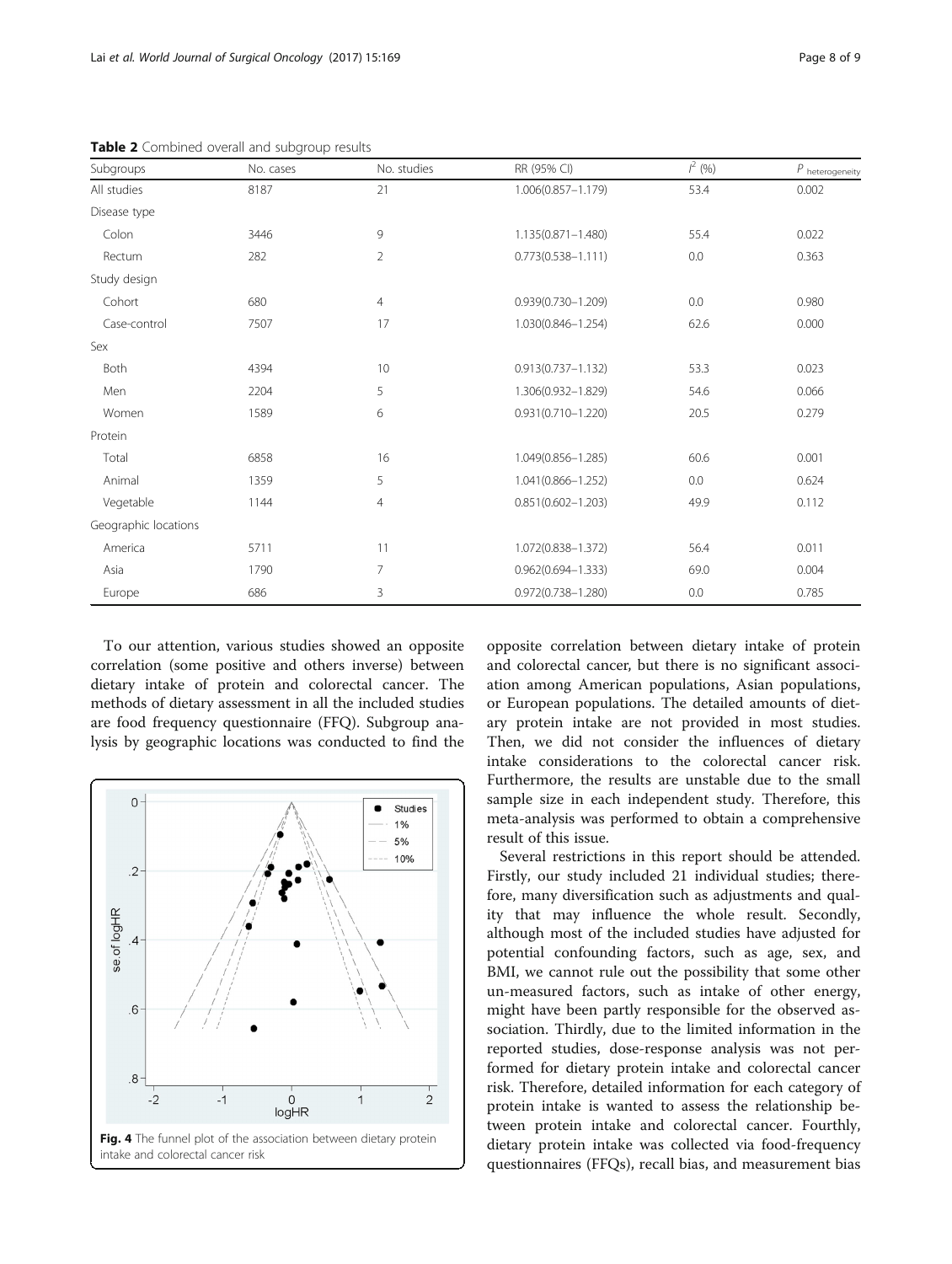**Table 2** Combined overall and subgroup results

| Subgroups | No. cases | No. studies | RR (95% CI) | $I^2$ (%) | $P_{\text{heterogeneity}}$ |
|---|---|---|---|---|---|
| All studies | 8187 | 21 | 1.006(0.857–1.179) | 53.4 | 0.002 |
| Disease type | | | | | |
| Colon | 3446 | 9 | 1.135(0.871–1.480) | 55.4 | 0.022 |
| Rectum | 282 | 2 | 0.773(0.538–1.111) | 0.0 | 0.363 |
| Study design | | | | | |
| Cohort | 680 | 4 | 0.939(0.730–1.209) | 0.0 | 0.980 |
| Case-control | 7507 | 17 | 1.030(0.846–1.254) | 62.6 | 0.000 |
| Sex | | | | | |
| Both | 4394 | 10 | 0.913(0.737–1.132) | 53.3 | 0.023 |
| Men | 2204 | 5 | 1.306(0.932–1.829) | 54.6 | 0.066 |
| Women | 1589 | 6 | 0.931(0.710–1.220) | 20.5 | 0.279 |
| Protein | | | | | |
| Total | 6858 | 16 | 1.049(0.856–1.285) | 60.6 | 0.001 |
| Animal | 1359 | 5 | 1.041(0.866–1.252) | 0.0 | 0.624 |
| Vegetable | 1144 | 4 | 0.851(0.602–1.203) | 49.9 | 0.112 |
| Geographic locations | | | | | |
| America | 5711 | 11 | 1.072(0.838–1.372) | 56.4 | 0.011 |
| Asia | 1790 | 7 | 0.962(0.694–1.333) | 69.0 | 0.004 |
| Europe | 686 | 3 | 0.972(0.738–1.280) | 0.0 | 0.785 |

To our attention, various studies showed an opposite correlation (some positive and others inverse) between dietary intake of protein and colorectal cancer. The methods of dietary assessment in all the included studies are food frequency questionnaire (FFQ). Subgroup analysis by geographic locations was conducted to find the opposite correlation between dietary intake of protein and colorectal cancer, but there is no significant association among American populations, Asian populations, or European populations. The detailed amounts of dietary protein intake are not provided in most studies. Then, we did not consider the influences of dietary intake considerations to the colorectal cancer risk. Furthermore, the results are unstable due to the small sample size in each independent study. Therefore, this meta-analysis was performed to obtain a comprehensive result of this issue.

**Fig. 4** The funnel plot of the association between dietary protein intake and colorectal cancer risk

Several restrictions in this report should be attended. Firstly, our study included 21 individual studies; therefore, many diversification such as adjustments and quality that may influence the whole result. Secondly, although most of the included studies have adjusted for potential confounding factors, such as age, sex, and BMI, we cannot rule out the possibility that some other un-measured factors, such as intake of other energy, might have been partly responsible for the observed association. Thirdly, due to the limited information in the reported studies, dose-response analysis was not performed for dietary protein intake and colorectal cancer risk. Therefore, detailed information for each category of protein intake is wanted to assess the relationship between protein intake and colorectal cancer. Fourthly, dietary protein intake was collected via food-frequency questionnaires (FFQs), recall bias, and measurement bias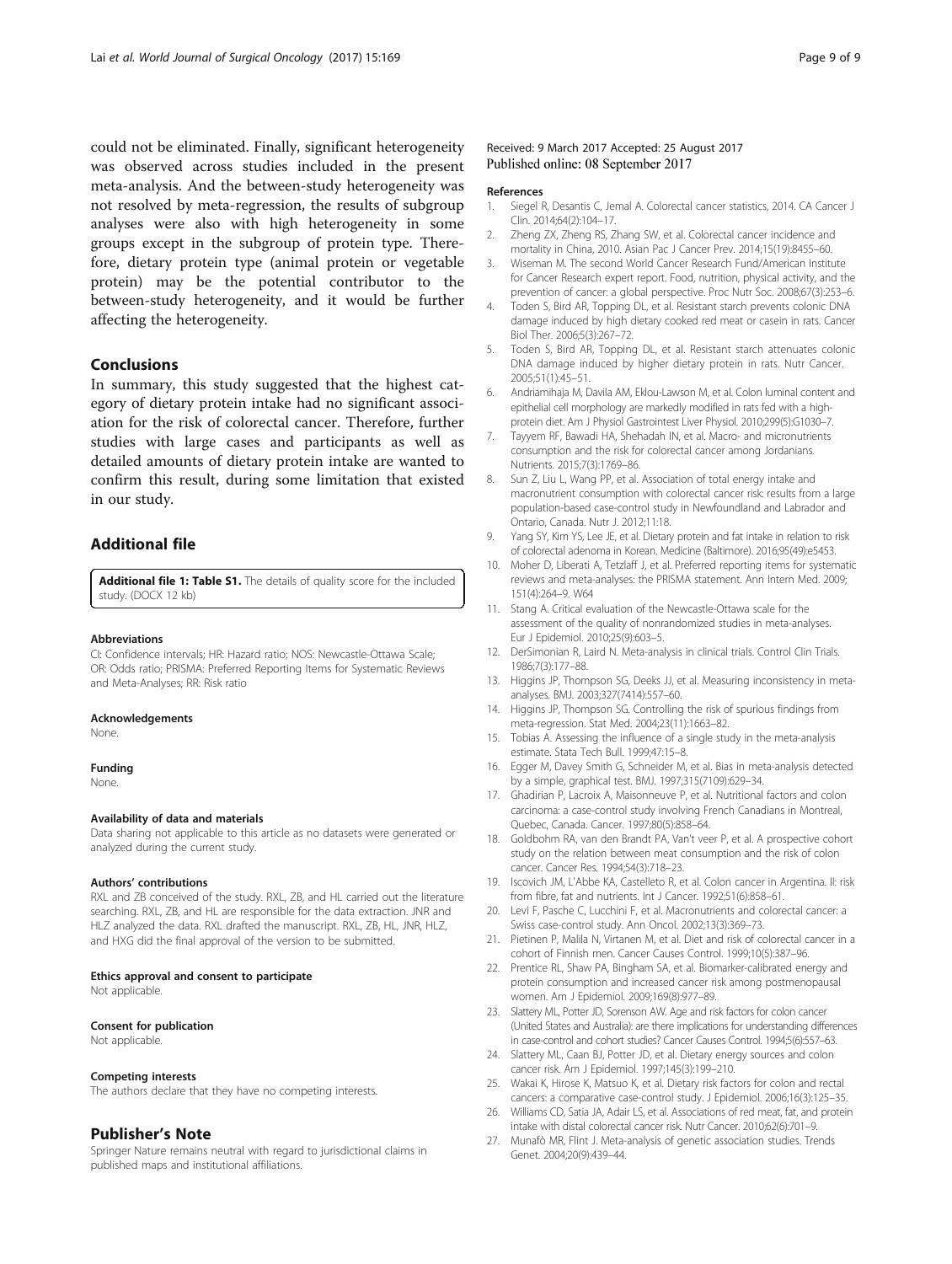could not be eliminated. Finally, significant heterogeneity was observed across studies included in the present meta-analysis. And the between-study heterogeneity was not resolved by meta-regression, the results of subgroup analyses were also with high heterogeneity in some groups except in the subgroup of protein type. Therefore, dietary protein type (animal protein or vegetable protein) may be the potential contributor to the between-study heterogeneity, and it would be further affecting the heterogeneity.

## Conclusions

In summary, this study suggested that the highest category of dietary protein intake had no significant association for the risk of colorectal cancer. Therefore, further studies with large cases and participants as well as detailed amounts of dietary protein intake are wanted to confirm this result, during some limitation that existed in our study.

## Additional file

**Additional file 1: Table S1.** The details of quality score for the included study. (DOCX 12 kb)

#### Abbreviations

CI: Confidence intervals; HR: Hazard ratio; NOS: Newcastle-Ottawa Scale; OR: Odds ratio; PRISMA: Preferred Reporting Items for Systematic Reviews and Meta-Analyses; RR: Risk ratio

#### Acknowledgements

None.

#### Funding

None.

#### Availability of data and materials

Data sharing not applicable to this article as no datasets were generated or analyzed during the current study.

#### Authors' contributions

RXL and ZB conceived of the study. RXL, ZB, and HL carried out the literature searching. RXL, ZB, and HL are responsible for the data extraction. JNR and HLZ analyzed the data. RXL drafted the manuscript. RXL, ZB, HL, JNR, HLZ, and HXG did the final approval of the version to be submitted.

#### Ethics approval and consent to participate

Not applicable.

#### Consent for publication

Not applicable.

#### Competing interests

The authors declare that they have no competing interests.

## Publisher's Note

Springer Nature remains neutral with regard to jurisdictional claims in published maps and institutional affiliations.

Received: 9 March 2017 Accepted: 25 August 2017
Published online: 08 September 2017

#### References

1. Siegel R, Desantis C, Jemal A. Colorectal cancer statistics, 2014. CA Cancer J Clin. 2014;64(2):104–17.
2. Zheng ZX, Zheng RS, Zhang SW, et al. Colorectal cancer incidence and mortality in China, 2010. Asian Pac J Cancer Prev. 2014;15(19):8455–60.
3. Wiseman M. The second World Cancer Research Fund/American Institute for Cancer Research expert report. Food, nutrition, physical activity, and the prevention of cancer: a global perspective. Proc Nutr Soc. 2008;67(3):253–6.
4. Toden S, Bird AR, Topping DL, et al. Resistant starch prevents colonic DNA damage induced by high dietary cooked red meat or casein in rats. Cancer Biol Ther. 2006;5(3):267–72.
5. Toden S, Bird AR, Topping DL, et al. Resistant starch attenuates colonic DNA damage induced by higher dietary protein in rats. Nutr Cancer. 2005;51(1):45–51.
6. Andriamihaja M, Davila AM, Eklou-Lawson M, et al. Colon luminal content and epithelial cell morphology are markedly modified in rats fed with a high-protein diet. Am J Physiol Gastrointest Liver Physiol. 2010;299(5):G1030–7.
7. Tayyem RF, Bawadi HA, Shehadah IN, et al. Macro- and micronutrients consumption and the risk for colorectal cancer among Jordanians. Nutrients. 2015;7(3):1769–86.
8. Sun Z, Liu L, Wang PP, et al. Association of total energy intake and macronutrient consumption with colorectal cancer risk: results from a large population-based case-control study in Newfoundland and Labrador and Ontario, Canada. Nutr J. 2012;11:18.
9. Yang SY, Kim YS, Lee JE, et al. Dietary protein and fat intake in relation to risk of colorectal adenoma in Korean. Medicine (Baltimore). 2016;95(49):e5453.
10. Moher D, Liberati A, Tetzlaff J, et al. Preferred reporting items for systematic reviews and meta-analyses: the PRISMA statement. Ann Intern Med. 2009; 151(4):264–9. W64
11. Stang A. Critical evaluation of the Newcastle-Ottawa scale for the assessment of the quality of nonrandomized studies in meta-analyses. Eur J Epidemiol. 2010;25(9):603–5.
12. DerSimonian R, Laird N. Meta-analysis in clinical trials. Control Clin Trials. 1986;7(3):177–88.
13. Higgins JP, Thompson SG, Deeks JJ, et al. Measuring inconsistency in meta-analyses. BMJ. 2003;327(7414):557–60.
14. Higgins JP, Thompson SG. Controlling the risk of spurious findings from meta-regression. Stat Med. 2004;23(11):1663–82.
15. Tobias A. Assessing the influence of a single study in the meta-analysis estimate. Stata Tech Bull. 1999;47:15–8.
16. Egger M, Davey Smith G, Schneider M, et al. Bias in meta-analysis detected by a simple, graphical test. BMJ. 1997;315(7109):629–34.
17. Ghadirian P, Lacroix A, Maisonneuve P, et al. Nutritional factors and colon carcinoma: a case-control study involving French Canadians in Montreal, Quebec, Canada. Cancer. 1997;80(5):858–64.
18. Goldbohm RA, van den Brandt PA, Van't veer P, et al. A prospective cohort study on the relation between meat consumption and the risk of colon cancer. Cancer Res. 1994;54(3):718–23.
19. Iscovich JM, L'Abbe KA, Castelleto R, et al. Colon cancer in Argentina. II: risk from fibre, fat and nutrients. Int J Cancer. 1992;51(6):858–61.
20. Levi F, Pasche C, Lucchini F, et al. Macronutrients and colorectal cancer: a Swiss case-control study. Ann Oncol. 2002;13(3):369–73.
21. Pietinen P, Malila N, Virtanen M, et al. Diet and risk of colorectal cancer in a cohort of Finnish men. Cancer Causes Control. 1999;10(5):387–96.
22. Prentice RL, Shaw PA, Bingham SA, et al. Biomarker-calibrated energy and protein consumption and increased cancer risk among postmenopausal women. Am J Epidemiol. 2009;169(8):977–89.
23. Slattery ML, Potter JD, Sorenson AW. Age and risk factors for colon cancer (United States and Australia): are there implications for understanding differences in case-control and cohort studies? Cancer Causes Control. 1994;5(6):557–63.
24. Slattery ML, Caan BJ, Potter JD, et al. Dietary energy sources and colon cancer risk. Am J Epidemiol. 1997;145(3):199–210.
25. Wakai K, Hirose K, Matsuo K, et al. Dietary risk factors for colon and rectal cancers: a comparative case-control study. J Epidemiol. 2006;16(3):125–35.
26. Williams CD, Satia JA, Adair LS, et al. Associations of red meat, fat, and protein intake with distal colorectal cancer risk. Nutr Cancer. 2010;62(6):701–9.
27. Munafò MR, Flint J. Meta-analysis of genetic association studies. Trends Genet. 2004;20(9):439–44.